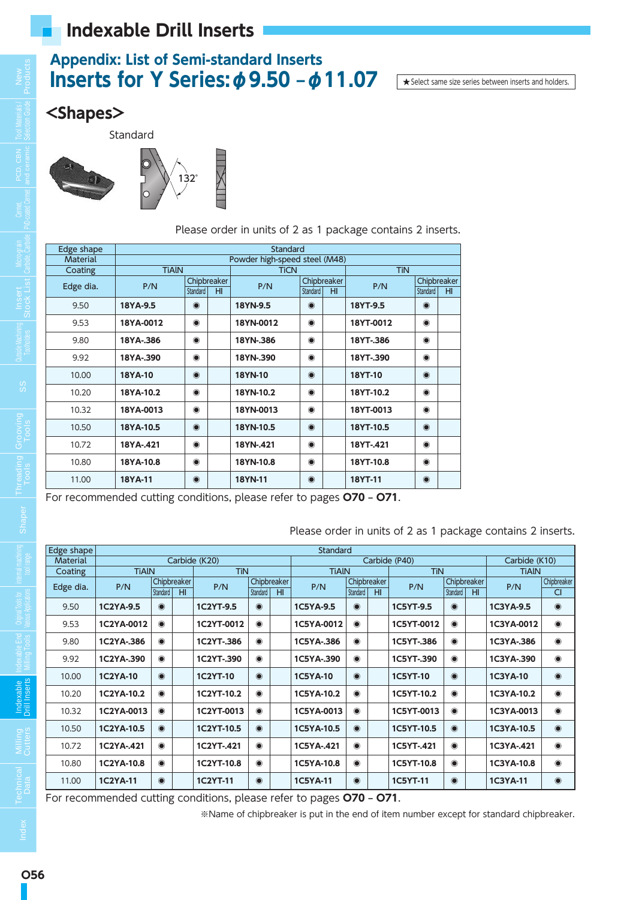# Indexable Drill Inserts

## Appendix: List of Semi-standard Inserts

## Inserts for Y Series: ϕ9.50 – ϕ11.07

★Select same size series between inserts and holders.

### <Shapes>

Standard

132°

Please order in units of 2 as 1 package contains 2 inserts.

| Edge shape | Standard | | | | | | | | |
|---|---|---|---|---|---|---|---|---|---|
| Material | Powder high-speed steel (M48) | | | | | | | | |
| Coating | TiAlN | | | TiCN | | | TiN | | |
| Edge dia. | P/N | Chipbreaker Standard | Chipbreaker HI | P/N | Chipbreaker Standard | Chipbreaker HI | P/N | Chipbreaker Standard | Chipbreaker HI |
| 9.50 | 18YA-9.5 | ◉ | | 18YN-9.5 | ◉ | | 18YT-9.5 | ◉ | |
| 9.53 | 18YA-0012 | ◉ | | 18YN-0012 | ◉ | | 18YT-0012 | ◉ | |
| 9.80 | 18YA-.386 | ◉ | | 18YN-.386 | ◉ | | 18YT-.386 | ◉ | |
| 9.92 | 18YA-.390 | ◉ | | 18YN-.390 | ◉ | | 18YT-.390 | ◉ | |
| 10.00 | 18YA-10 | ◉ | | 18YN-10 | ◉ | | 18YT-10 | ◉ | |
| 10.20 | 18YA-10.2 | ◉ | | 18YN-10.2 | ◉ | | 18YT-10.2 | ◉ | |
| 10.32 | 18YA-0013 | ◉ | | 18YN-0013 | ◉ | | 18YT-0013 | ◉ | |
| 10.50 | 18YA-10.5 | ◉ | | 18YN-10.5 | ◉ | | 18YT-10.5 | ◉ | |
| 10.72 | 18YA-.421 | ◉ | | 18YN-.421 | ◉ | | 18YT-.421 | ◉ | |
| 10.80 | 18YA-10.8 | ◉ | | 18YN-10.8 | ◉ | | 18YT-10.8 | ◉ | |
| 11.00 | 18YA-11 | ◉ | | 18YN-11 | ◉ | | 18YT-11 | ◉ | |

For recommended cutting conditions, please refer to pages **O70 – O71**.

Please order in units of 2 as 1 package contains 2 inserts.

| Edge shape | Standard | | | | | | | | | | | | | |
|---|---|---|---|---|---|---|---|---|---|---|---|---|---|---|
| Material | Carbide (K20) | | | | | | Carbide (P40) | | | | | | Carbide (K10) | |
| Coating | TiAlN | | | TiN | | | TiAlN | | | TiN | | | TiAlN | |
| Edge dia. | P/N | Chipbreaker Standard | Chipbreaker HI | P/N | Chipbreaker Standard | Chipbreaker HI | P/N | Chipbreaker Standard | Chipbreaker HI | P/N | Chipbreaker Standard | Chipbreaker HI | P/N | Chipbreaker CI |
| 9.50 | 1C2YA-9.5 | ◉ | | 1C2YT-9.5 | ◉ | | 1C5YA-9.5 | ◉ | | 1C5YT-9.5 | ◉ | | 1C3YA-9.5 | ◉ |
| 9.53 | 1C2YA-0012 | ◉ | | 1C2YT-0012 | ◉ | | 1C5YA-0012 | ◉ | | 1C5YT-0012 | ◉ | | 1C3YA-0012 | ◉ |
| 9.80 | 1C2YA-.386 | ◉ | | 1C2YT-.386 | ◉ | | 1C5YA-.386 | ◉ | | 1C5YT-.386 | ◉ | | 1C3YA-.386 | ◉ |
| 9.92 | 1C2YA-.390 | ◉ | | 1C2YT-.390 | ◉ | | 1C5YA-.390 | ◉ | | 1C5YT-.390 | ◉ | | 1C3YA-.390 | ◉ |
| 10.00 | 1C2YA-10 | ◉ | | 1C2YT-10 | ◉ | | 1C5YA-10 | ◉ | | 1C5YT-10 | ◉ | | 1C3YA-10 | ◉ |
| 10.20 | 1C2YA-10.2 | ◉ | | 1C2YT-10.2 | ◉ | | 1C5YA-10.2 | ◉ | | 1C5YT-10.2 | ◉ | | 1C3YA-10.2 | ◉ |
| 10.32 | 1C2YA-0013 | ◉ | | 1C2YT-0013 | ◉ | | 1C5YA-0013 | ◉ | | 1C5YT-0013 | ◉ | | 1C3YA-0013 | ◉ |
| 10.50 | 1C2YA-10.5 | ◉ | | 1C2YT-10.5 | ◉ | | 1C5YA-10.5 | ◉ | | 1C5YT-10.5 | ◉ | | 1C3YA-10.5 | ◉ |
| 10.72 | 1C2YA-.421 | ◉ | | 1C2YT-.421 | ◉ | | 1C5YA-.421 | ◉ | | 1C5YT-.421 | ◉ | | 1C3YA-.421 | ◉ |
| 10.80 | 1C2YA-10.8 | ◉ | | 1C2YT-10.8 | ◉ | | 1C5YA-10.8 | ◉ | | 1C5YT-10.8 | ◉ | | 1C3YA-10.8 | ◉ |
| 11.00 | 1C2YA-11 | ◉ | | 1C2YT-11 | ◉ | | 1C5YA-11 | ◉ | | 1C5YT-11 | ◉ | | 1C3YA-11 | ◉ |

For recommended cutting conditions, please refer to pages **O70 – O71**.

※Name of chipbreaker is put in the end of item number except for standard chipbreaker.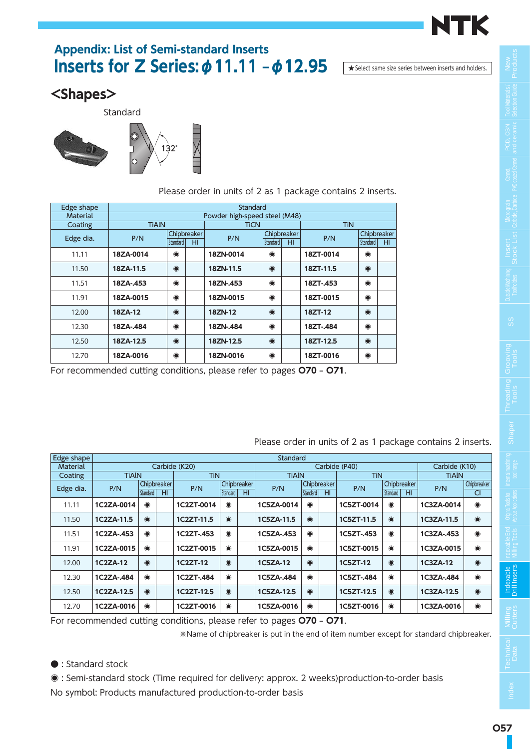## Appendix: List of Semi-standard Inserts

# Inserts for Z Series: $\phi$11.11 – $\phi$12.95

★Select same size series between inserts and holders.

## <Shapes>

Standard

132°

Please order in units of 2 as 1 package contains 2 inserts.

| Edge shape | Standard | | | | | | | | |
|---|---|---|---|---|---|---|---|---|---|
| Material | Powder high-speed steel (M48) | | | | | | | | |
| Coating | TiAlN | | | TiCN | | | TiN | | |
| Edge dia. | P/N | Chipbreaker Standard | Chipbreaker HI | P/N | Chipbreaker Standard | Chipbreaker HI | P/N | Chipbreaker Standard | Chipbreaker HI |
| 11.11 | 18ZA-0014 | ◉ | | 18ZN-0014 | ◉ | | 18ZT-0014 | ◉ | |
| 11.50 | 18ZA-11.5 | ◉ | | 18ZN-11.5 | ◉ | | 18ZT-11.5 | ◉ | |
| 11.51 | 18ZA-.453 | ◉ | | 18ZN-.453 | ◉ | | 18ZT-.453 | ◉ | |
| 11.91 | 18ZA-0015 | ◉ | | 18ZN-0015 | ◉ | | 18ZT-0015 | ◉ | |
| 12.00 | 18ZA-12 | ◉ | | 18ZN-12 | ◉ | | 18ZT-12 | ◉ | |
| 12.30 | 18ZA-.484 | ◉ | | 18ZN-.484 | ◉ | | 18ZT-.484 | ◉ | |
| 12.50 | 18ZA-12.5 | ◉ | | 18ZN-12.5 | ◉ | | 18ZT-12.5 | ◉ | |
| 12.70 | 18ZA-0016 | ◉ | | 18ZN-0016 | ◉ | | 18ZT-0016 | ◉ | |

For recommended cutting conditions, please refer to pages **O70** – **O71**.

Please order in units of 2 as 1 package contains 2 inserts.

| Edge shape | Standard | | | | | | | | | | | | | | |
|---|---|---|---|---|---|---|---|---|---|---|---|---|---|---|---|
| Material | Carbide (K20) | | | | | | Carbide (P40) | | | | | | Carbide (K10) | |
| Coating | TiAlN | | | TiN | | | TiAlN | | | TiN | | | TiAlN | |
| Edge dia. | P/N | Chipbreaker Standard | Chipbreaker HI | P/N | Chipbreaker Standard | Chipbreaker HI | P/N | Chipbreaker Standard | Chipbreaker HI | P/N | Chipbreaker Standard | Chipbreaker HI | P/N | Chipbreaker CI |
| 11.11 | 1C2ZA-0014 | ◉ | | 1C2ZT-0014 | ◉ | | 1C5ZA-0014 | ◉ | | 1C5ZT-0014 | ◉ | | 1C3ZA-0014 | ◉ |
| 11.50 | 1C2ZA-11.5 | ◉ | | 1C2ZT-11.5 | ◉ | | 1C5ZA-11.5 | ◉ | | 1C5ZT-11.5 | ◉ | | 1C3ZA-11.5 | ◉ |
| 11.51 | 1C2ZA-.453 | ◉ | | 1C2ZT-.453 | ◉ | | 1C5ZA-.453 | ◉ | | 1C5ZT-.453 | ◉ | | 1C3ZA-.453 | ◉ |
| 11.91 | 1C2ZA-0015 | ◉ | | 1C2ZT-0015 | ◉ | | 1C5ZA-0015 | ◉ | | 1C5ZT-0015 | ◉ | | 1C3ZA-0015 | ◉ |
| 12.00 | 1C2ZA-12 | ◉ | | 1C2ZT-12 | ◉ | | 1C5ZA-12 | ◉ | | 1C5ZT-12 | ◉ | | 1C3ZA-12 | ◉ |
| 12.30 | 1C2ZA-.484 | ◉ | | 1C2ZT-.484 | ◉ | | 1C5ZA-.484 | ◉ | | 1C5ZT-.484 | ◉ | | 1C3ZA-.484 | ◉ |
| 12.50 | 1C2ZA-12.5 | ◉ | | 1C2ZT-12.5 | ◉ | | 1C5ZA-12.5 | ◉ | | 1C5ZT-12.5 | ◉ | | 1C3ZA-12.5 | ◉ |
| 12.70 | 1C2ZA-0016 | ◉ | | 1C2ZT-0016 | ◉ | | 1C5ZA-0016 | ◉ | | 1C5ZT-0016 | ◉ | | 1C3ZA-0016 | ◉ |

For recommended cutting conditions, please refer to pages **O70** – **O71**.

※Name of chipbreaker is put in the end of item number except for standard chipbreaker.

●: Standard stock

◉: Semi-standard stock (Time required for delivery: approx. 2 weeks)production-to-order basis

No symbol: Products manufactured production-to-order basis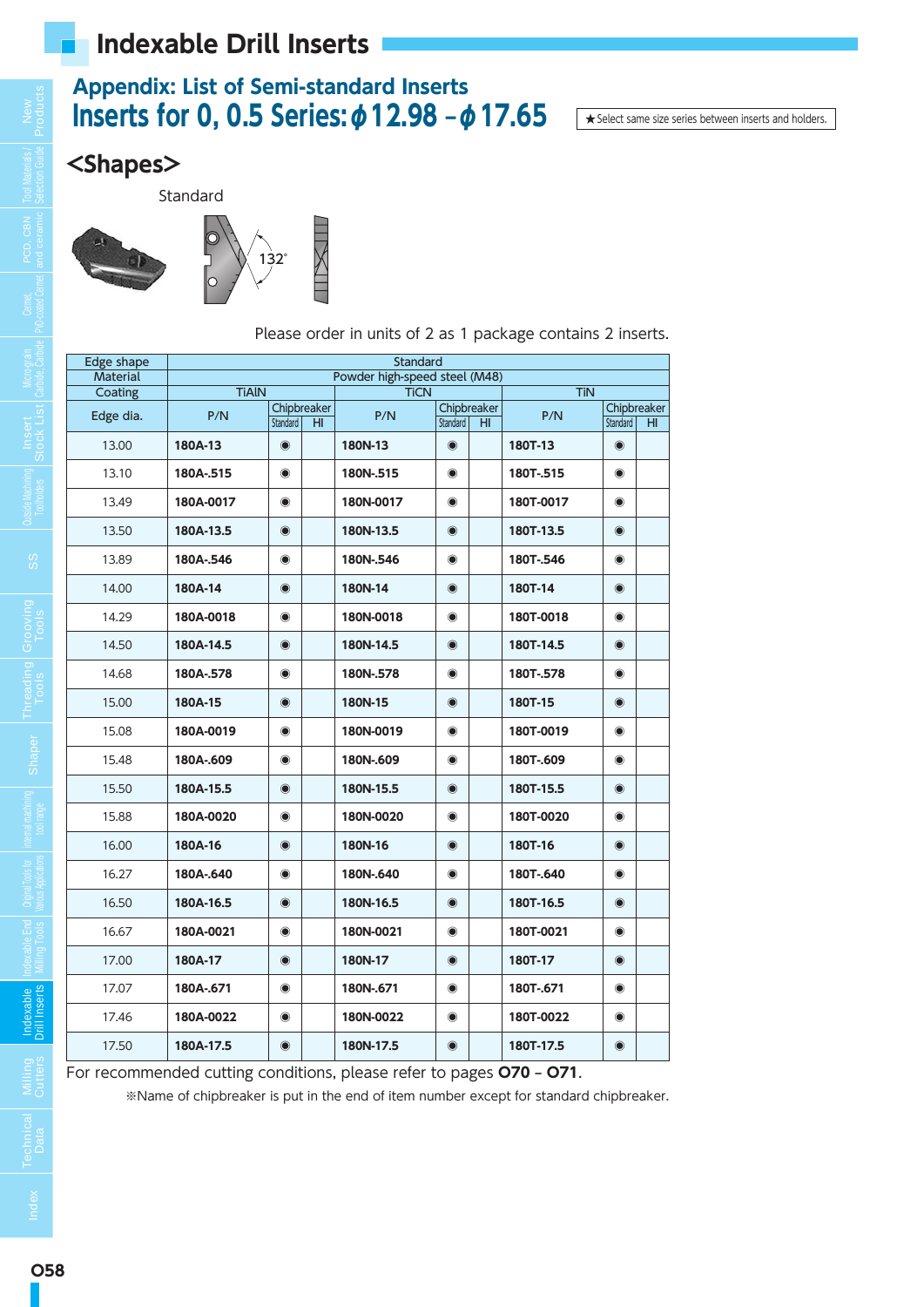## Indexable Drill Inserts

### Appendix: List of Semi-standard Inserts

# Inserts for 0, 0.5 Series: ϕ12.98 – ϕ17.65

★Select same size series between inserts and holders.

## <Shapes>

Standard

132°

Please order in units of 2 as 1 package contains 2 inserts.

| Edge shape | Standard | | | | | | | | |
|---|---|---|---|---|---|---|---|---|---|
| Material | Powder high-speed steel (M48) | | | | | | | | |
| Coating | TiAlN | | | TiCN | | | TiN | | |
| Edge dia. | P/N | Chipbreaker Standard | Chipbreaker HI | P/N | Chipbreaker Standard | Chipbreaker HI | P/N | Chipbreaker Standard | Chipbreaker HI |
| 13.00 | 180A-13 | ◉ | | 180N-13 | ◉ | | 180T-13 | ◉ | |
| 13.10 | 180A-.515 | ◉ | | 180N-.515 | ◉ | | 180T-.515 | ◉ | |
| 13.49 | 180A-0017 | ◉ | | 180N-0017 | ◉ | | 180T-0017 | ◉ | |
| 13.50 | 180A-13.5 | ◉ | | 180N-13.5 | ◉ | | 180T-13.5 | ◉ | |
| 13.89 | 180A-.546 | ◉ | | 180N-.546 | ◉ | | 180T-.546 | ◉ | |
| 14.00 | 180A-14 | ◉ | | 180N-14 | ◉ | | 180T-14 | ◉ | |
| 14.29 | 180A-0018 | ◉ | | 180N-0018 | ◉ | | 180T-0018 | ◉ | |
| 14.50 | 180A-14.5 | ◉ | | 180N-14.5 | ◉ | | 180T-14.5 | ◉ | |
| 14.68 | 180A-.578 | ◉ | | 180N-.578 | ◉ | | 180T-.578 | ◉ | |
| 15.00 | 180A-15 | ◉ | | 180N-15 | ◉ | | 180T-15 | ◉ | |
| 15.08 | 180A-0019 | ◉ | | 180N-0019 | ◉ | | 180T-0019 | ◉ | |
| 15.48 | 180A-.609 | ◉ | | 180N-.609 | ◉ | | 180T-.609 | ◉ | |
| 15.50 | 180A-15.5 | ◉ | | 180N-15.5 | ◉ | | 180T-15.5 | ◉ | |
| 15.88 | 180A-0020 | ◉ | | 180N-0020 | ◉ | | 180T-0020 | ◉ | |
| 16.00 | 180A-16 | ◉ | | 180N-16 | ◉ | | 180T-16 | ◉ | |
| 16.27 | 180A-.640 | ◉ | | 180N-.640 | ◉ | | 180T-.640 | ◉ | |
| 16.50 | 180A-16.5 | ◉ | | 180N-16.5 | ◉ | | 180T-16.5 | ◉ | |
| 16.67 | 180A-0021 | ◉ | | 180N-0021 | ◉ | | 180T-0021 | ◉ | |
| 17.00 | 180A-17 | ◉ | | 180N-17 | ◉ | | 180T-17 | ◉ | |
| 17.07 | 180A-.671 | ◉ | | 180N-.671 | ◉ | | 180T-.671 | ◉ | |
| 17.46 | 180A-0022 | ◉ | | 180N-0022 | ◉ | | 180T-0022 | ◉ | |
| 17.50 | 180A-17.5 | ◉ | | 180N-17.5 | ◉ | | 180T-17.5 | ◉ | |

For recommended cutting conditions, please refer to pages **O70 – O71**.

※Name of chipbreaker is put in the end of item number except for standard chipbreaker.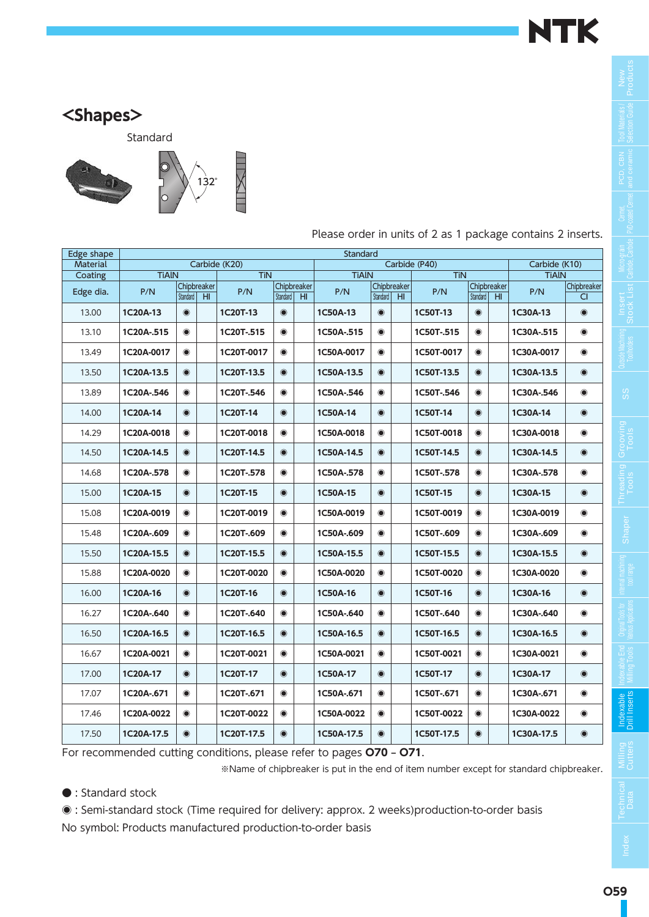## <Shapes>

Standard

132°

Please order in units of 2 as 1 package contains 2 inserts.

| Edge shape | Standard | | | | | | | | | | | | | |
|---|---|---|---|---|---|---|---|---|---|---|---|---|---|---|
| Material | Carbide (K20) | | | | | | Carbide (P40) | | | | | | Carbide (K10) | |
| Coating | TiAlN | | | TiN | | | TiAlN | | | TiN | | | TiAlN | |
| Edge dia. | P/N | Chipbreaker Standard | Chipbreaker HI | P/N | Chipbreaker Standard | Chipbreaker HI | P/N | Chipbreaker Standard | Chipbreaker HI | P/N | Chipbreaker Standard | Chipbreaker HI | P/N | Chipbreaker CI |
| 13.00 | 1C20A-13 | ◉ | | 1C20T-13 | ◉ | | 1C50A-13 | ◉ | | 1C50T-13 | ◉ | | 1C30A-13 | ◉ |
| 13.10 | 1C20A-.515 | ◉ | | 1C20T-.515 | ◉ | | 1C50A-.515 | ◉ | | 1C50T-.515 | ◉ | | 1C30A-.515 | ◉ |
| 13.49 | 1C20A-0017 | ◉ | | 1C20T-0017 | ◉ | | 1C50A-0017 | ◉ | | 1C50T-0017 | ◉ | | 1C30A-0017 | ◉ |
| 13.50 | 1C20A-13.5 | ◉ | | 1C20T-13.5 | ◉ | | 1C50A-13.5 | ◉ | | 1C50T-13.5 | ◉ | | 1C30A-13.5 | ◉ |
| 13.89 | 1C20A-.546 | ◉ | | 1C20T-.546 | ◉ | | 1C50A-.546 | ◉ | | 1C50T-.546 | ◉ | | 1C30A-.546 | ◉ |
| 14.00 | 1C20A-14 | ◉ | | 1C20T-14 | ◉ | | 1C50A-14 | ◉ | | 1C50T-14 | ◉ | | 1C30A-14 | ◉ |
| 14.29 | 1C20A-0018 | ◉ | | 1C20T-0018 | ◉ | | 1C50A-0018 | ◉ | | 1C50T-0018 | ◉ | | 1C30A-0018 | ◉ |
| 14.50 | 1C20A-14.5 | ◉ | | 1C20T-14.5 | ◉ | | 1C50A-14.5 | ◉ | | 1C50T-14.5 | ◉ | | 1C30A-14.5 | ◉ |
| 14.68 | 1C20A-.578 | ◉ | | 1C20T-.578 | ◉ | | 1C50A-.578 | ◉ | | 1C50T-.578 | ◉ | | 1C30A-.578 | ◉ |
| 15.00 | 1C20A-15 | ◉ | | 1C20T-15 | ◉ | | 1C50A-15 | ◉ | | 1C50T-15 | ◉ | | 1C30A-15 | ◉ |
| 15.08 | 1C20A-0019 | ◉ | | 1C20T-0019 | ◉ | | 1C50A-0019 | ◉ | | 1C50T-0019 | ◉ | | 1C30A-0019 | ◉ |
| 15.48 | 1C20A-.609 | ◉ | | 1C20T-.609 | ◉ | | 1C50A-.609 | ◉ | | 1C50T-.609 | ◉ | | 1C30A-.609 | ◉ |
| 15.50 | 1C20A-15.5 | ◉ | | 1C20T-15.5 | ◉ | | 1C50A-15.5 | ◉ | | 1C50T-15.5 | ◉ | | 1C30A-15.5 | ◉ |
| 15.88 | 1C20A-0020 | ◉ | | 1C20T-0020 | ◉ | | 1C50A-0020 | ◉ | | 1C50T-0020 | ◉ | | 1C30A-0020 | ◉ |
| 16.00 | 1C20A-16 | ◉ | | 1C20T-16 | ◉ | | 1C50A-16 | ◉ | | 1C50T-16 | ◉ | | 1C30A-16 | ◉ |
| 16.27 | 1C20A-.640 | ◉ | | 1C20T-.640 | ◉ | | 1C50A-.640 | ◉ | | 1C50T-.640 | ◉ | | 1C30A-.640 | ◉ |
| 16.50 | 1C20A-16.5 | ◉ | | 1C20T-16.5 | ◉ | | 1C50A-16.5 | ◉ | | 1C50T-16.5 | ◉ | | 1C30A-16.5 | ◉ |
| 16.67 | 1C20A-0021 | ◉ | | 1C20T-0021 | ◉ | | 1C50A-0021 | ◉ | | 1C50T-0021 | ◉ | | 1C30A-0021 | ◉ |
| 17.00 | 1C20A-17 | ◉ | | 1C20T-17 | ◉ | | 1C50A-17 | ◉ | | 1C50T-17 | ◉ | | 1C30A-17 | ◉ |
| 17.07 | 1C20A-.671 | ◉ | | 1C20T-.671 | ◉ | | 1C50A-.671 | ◉ | | 1C50T-.671 | ◉ | | 1C30A-.671 | ◉ |
| 17.46 | 1C20A-0022 | ◉ | | 1C20T-0022 | ◉ | | 1C50A-0022 | ◉ | | 1C50T-0022 | ◉ | | 1C30A-0022 | ◉ |
| 17.50 | 1C20A-17.5 | ◉ | | 1C20T-17.5 | ◉ | | 1C50A-17.5 | ◉ | | 1C50T-17.5 | ◉ | | 1C30A-17.5 | ◉ |

For recommended cutting conditions, please refer to pages **O70 – O71**.

※Name of chipbreaker is put in the end of item number except for standard chipbreaker.

● : Standard stock

◉ : Semi-standard stock (Time required for delivery: approx. 2 weeks)production-to-order basis

No symbol: Products manufactured production-to-order basis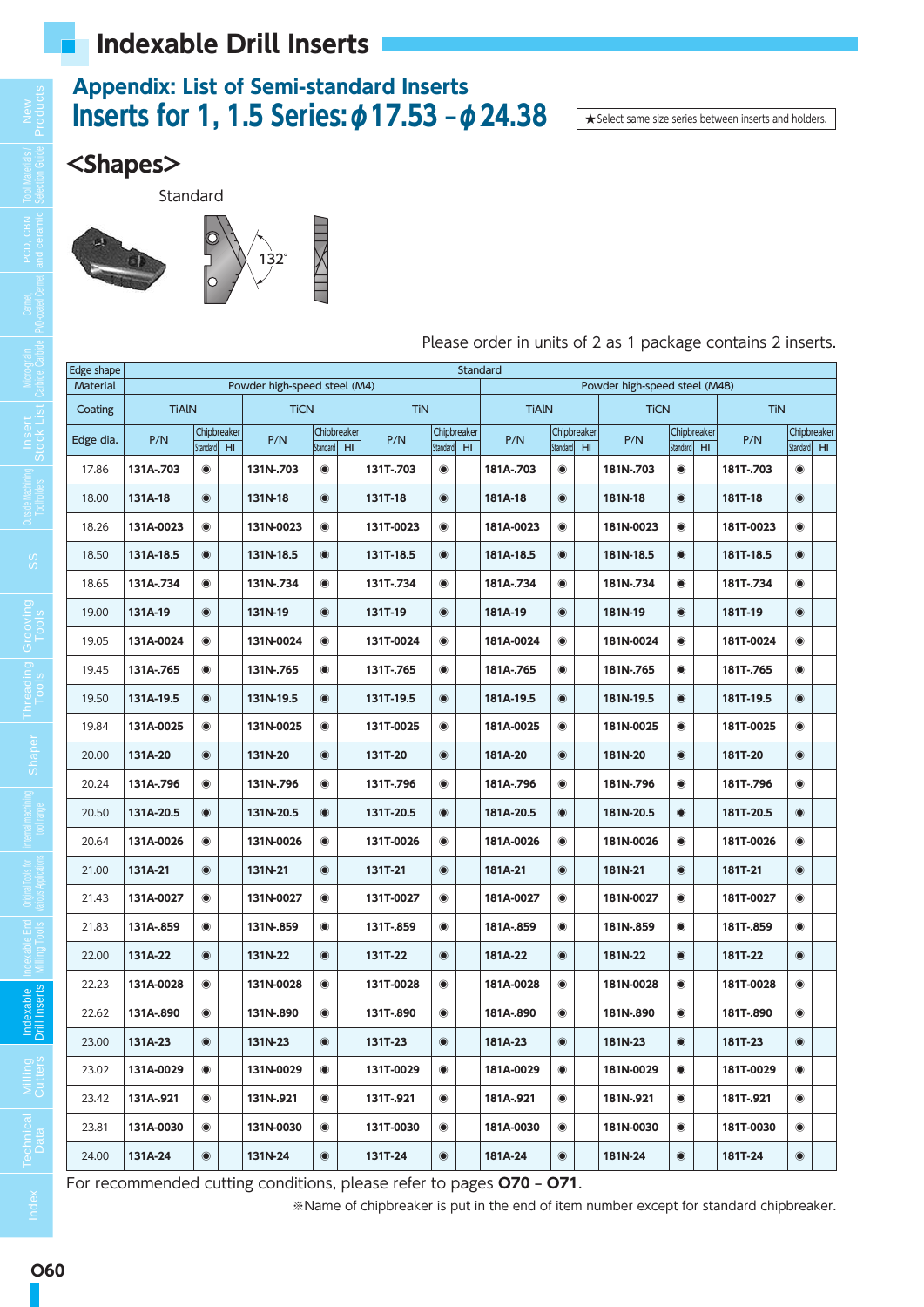# Indexable Drill Inserts

## Appendix: List of Semi-standard Inserts

## Inserts for 1, 1.5 Series: ϕ17.53 – ϕ24.38

★Select same size series between inserts and holders.

## <Shapes>

Standard

132°

Please order in units of 2 as 1 package contains 2 inserts.

| Edge shape | Standard | | | | | | | | | | | | | | | | | |
|---|---|---|---|---|---|---|---|---|---|---|---|---|---|---|---|---|---|---|
| Material | Powder high-speed steel (M4) | | | | | | | | | Powder high-speed steel (M48) | | | | | | | | |
| Coating | TiAlN | | | TiCN | | | TiN | | | TiAlN | | | TiCN | | | TiN | | |
| Edge dia. | P/N | Chipbreaker Standard | Chipbreaker HI | P/N | Chipbreaker Standard | Chipbreaker HI | P/N | Chipbreaker Standard | Chipbreaker HI | P/N | Chipbreaker Standard | Chipbreaker HI | P/N | Chipbreaker Standard | Chipbreaker HI | P/N | Chipbreaker Standard | Chipbreaker HI |
| 17.86 | 131A-.703 | ◉ | | 131N-.703 | ◉ | | 131T-.703 | ◉ | | 181A-.703 | ◉ | | 181N-.703 | ◉ | | 181T-.703 | ◉ | |
| 18.00 | 131A-18 | ◉ | | 131N-18 | ◉ | | 131T-18 | ◉ | | 181A-18 | ◉ | | 181N-18 | ◉ | | 181T-18 | ◉ | |
| 18.26 | 131A-0023 | ◉ | | 131N-0023 | ◉ | | 131T-0023 | ◉ | | 181A-0023 | ◉ | | 181N-0023 | ◉ | | 181T-0023 | ◉ | |
| 18.50 | 131A-18.5 | ◉ | | 131N-18.5 | ◉ | | 131T-18.5 | ◉ | | 181A-18.5 | ◉ | | 181N-18.5 | ◉ | | 181T-18.5 | ◉ | |
| 18.65 | 131A-.734 | ◉ | | 131N-.734 | ◉ | | 131T-.734 | ◉ | | 181A-.734 | ◉ | | 181N-.734 | ◉ | | 181T-.734 | ◉ | |
| 19.00 | 131A-19 | ◉ | | 131N-19 | ◉ | | 131T-19 | ◉ | | 181A-19 | ◉ | | 181N-19 | ◉ | | 181T-19 | ◉ | |
| 19.05 | 131A-0024 | ◉ | | 131N-0024 | ◉ | | 131T-0024 | ◉ | | 181A-0024 | ◉ | | 181N-0024 | ◉ | | 181T-0024 | ◉ | |
| 19.45 | 131A-.765 | ◉ | | 131N-.765 | ◉ | | 131T-.765 | ◉ | | 181A-.765 | ◉ | | 181N-.765 | ◉ | | 181T-.765 | ◉ | |
| 19.50 | 131A-19.5 | ◉ | | 131N-19.5 | ◉ | | 131T-19.5 | ◉ | | 181A-19.5 | ◉ | | 181N-19.5 | ◉ | | 181T-19.5 | ◉ | |
| 19.84 | 131A-0025 | ◉ | | 131N-0025 | ◉ | | 131T-0025 | ◉ | | 181A-0025 | ◉ | | 181N-0025 | ◉ | | 181T-0025 | ◉ | |
| 20.00 | 131A-20 | ◉ | | 131N-20 | ◉ | | 131T-20 | ◉ | | 181A-20 | ◉ | | 181N-20 | ◉ | | 181T-20 | ◉ | |
| 20.24 | 131A-.796 | ◉ | | 131N-.796 | ◉ | | 131T-.796 | ◉ | | 181A-.796 | ◉ | | 181N-.796 | ◉ | | 181T-.796 | ◉ | |
| 20.50 | 131A-20.5 | ◉ | | 131N-20.5 | ◉ | | 131T-20.5 | ◉ | | 181A-20.5 | ◉ | | 181N-20.5 | ◉ | | 181T-20.5 | ◉ | |
| 20.64 | 131A-0026 | ◉ | | 131N-0026 | ◉ | | 131T-0026 | ◉ | | 181A-0026 | ◉ | | 181N-0026 | ◉ | | 181T-0026 | ◉ | |
| 21.00 | 131A-21 | ◉ | | 131N-21 | ◉ | | 131T-21 | ◉ | | 181A-21 | ◉ | | 181N-21 | ◉ | | 181T-21 | ◉ | |
| 21.43 | 131A-0027 | ◉ | | 131N-0027 | ◉ | | 131T-0027 | ◉ | | 181A-0027 | ◉ | | 181N-0027 | ◉ | | 181T-0027 | ◉ | |
| 21.83 | 131A-.859 | ◉ | | 131N-.859 | ◉ | | 131T-.859 | ◉ | | 181A-.859 | ◉ | | 181N-.859 | ◉ | | 181T-.859 | ◉ | |
| 22.00 | 131A-22 | ◉ | | 131N-22 | ◉ | | 131T-22 | ◉ | | 181A-22 | ◉ | | 181N-22 | ◉ | | 181T-22 | ◉ | |
| 22.23 | 131A-0028 | ◉ | | 131N-0028 | ◉ | | 131T-0028 | ◉ | | 181A-0028 | ◉ | | 181N-0028 | ◉ | | 181T-0028 | ◉ | |
| 22.62 | 131A-.890 | ◉ | | 131N-.890 | ◉ | | 131T-.890 | ◉ | | 181A-.890 | ◉ | | 181N-.890 | ◉ | | 181T-.890 | ◉ | |
| 23.00 | 131A-23 | ◉ | | 131N-23 | ◉ | | 131T-23 | ◉ | | 181A-23 | ◉ | | 181N-23 | ◉ | | 181T-23 | ◉ | |
| 23.02 | 131A-0029 | ◉ | | 131N-0029 | ◉ | | 131T-0029 | ◉ | | 181A-0029 | ◉ | | 181N-0029 | ◉ | | 181T-0029 | ◉ | |
| 23.42 | 131A-.921 | ◉ | | 131N-.921 | ◉ | | 131T-.921 | ◉ | | 181A-.921 | ◉ | | 181N-.921 | ◉ | | 181T-.921 | ◉ | |
| 23.81 | 131A-0030 | ◉ | | 131N-0030 | ◉ | | 131T-0030 | ◉ | | 181A-0030 | ◉ | | 181N-0030 | ◉ | | 181T-0030 | ◉ | |
| 24.00 | 131A-24 | ◉ | | 131N-24 | ◉ | | 131T-24 | ◉ | | 181A-24 | ◉ | | 181N-24 | ◉ | | 181T-24 | ◉ | |

For recommended cutting conditions, please refer to pages **O70 – O71**.

※Name of chipbreaker is put in the end of item number except for standard chipbreaker.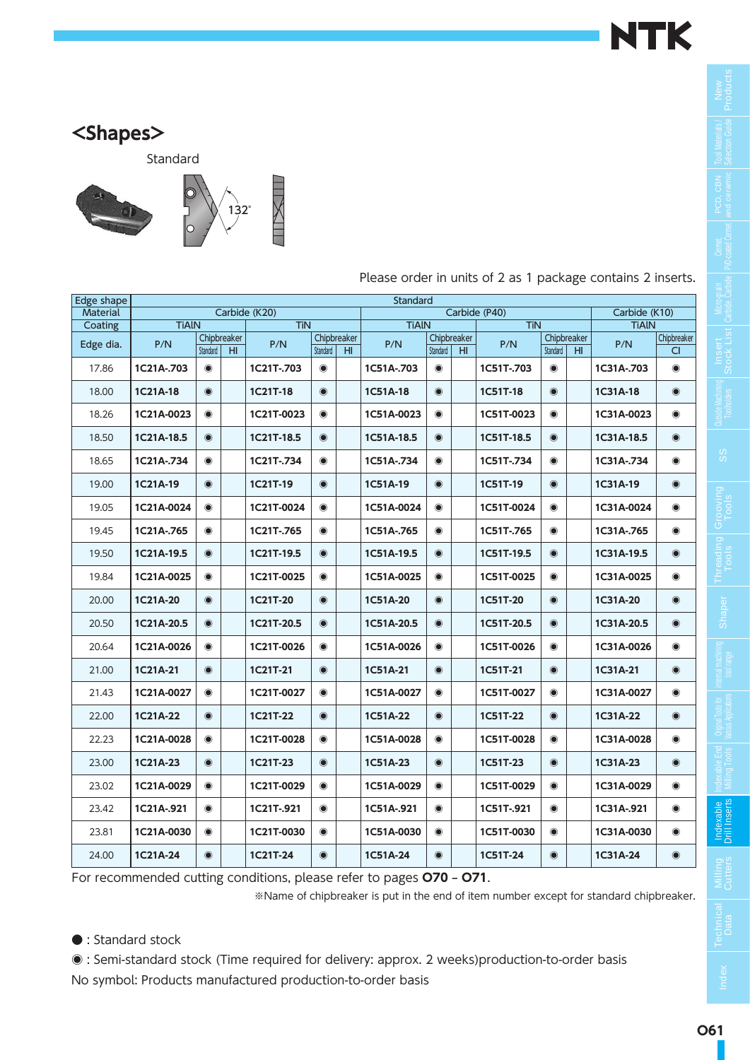## <Shapes>

Standard

132°

Please order in units of 2 as 1 package contains 2 inserts.

| Edge shape | Standard | | | | | | | | | | | | | | |
|---|---|---|---|---|---|---|---|---|---|---|---|---|---|---|---|
| Material | Carbide (K20) | | | | | | Carbide (P40) | | | | | | Carbide (K10) | |
| Coating | TiAlN | | | TiN | | | TiAlN | | | TiN | | | TiAlN | |
| Edge dia. | P/N | Chipbreaker Standard | Chipbreaker HI | P/N | Chipbreaker Standard | Chipbreaker HI | P/N | Chipbreaker Standard | Chipbreaker HI | P/N | Chipbreaker Standard | Chipbreaker HI | P/N | Chipbreaker CI |
| 17.86 | 1C21A-.703 | ◉ | | 1C21T-.703 | ◉ | | 1C51A-.703 | ◉ | | 1C51T-.703 | ◉ | | 1C31A-.703 | ◉ |
| 18.00 | 1C21A-18 | ◉ | | 1C21T-18 | ◉ | | 1C51A-18 | ◉ | | 1C51T-18 | ◉ | | 1C31A-18 | ◉ |
| 18.26 | 1C21A-0023 | ◉ | | 1C21T-0023 | ◉ | | 1C51A-0023 | ◉ | | 1C51T-0023 | ◉ | | 1C31A-0023 | ◉ |
| 18.50 | 1C21A-18.5 | ◉ | | 1C21T-18.5 | ◉ | | 1C51A-18.5 | ◉ | | 1C51T-18.5 | ◉ | | 1C31A-18.5 | ◉ |
| 18.65 | 1C21A-.734 | ◉ | | 1C21T-.734 | ◉ | | 1C51A-.734 | ◉ | | 1C51T-.734 | ◉ | | 1C31A-.734 | ◉ |
| 19.00 | 1C21A-19 | ◉ | | 1C21T-19 | ◉ | | 1C51A-19 | ◉ | | 1C51T-19 | ◉ | | 1C31A-19 | ◉ |
| 19.05 | 1C21A-0024 | ◉ | | 1C21T-0024 | ◉ | | 1C51A-0024 | ◉ | | 1C51T-0024 | ◉ | | 1C31A-0024 | ◉ |
| 19.45 | 1C21A-.765 | ◉ | | 1C21T-.765 | ◉ | | 1C51A-.765 | ◉ | | 1C51T-.765 | ◉ | | 1C31A-.765 | ◉ |
| 19.50 | 1C21A-19.5 | ◉ | | 1C21T-19.5 | ◉ | | 1C51A-19.5 | ◉ | | 1C51T-19.5 | ◉ | | 1C31A-19.5 | ◉ |
| 19.84 | 1C21A-0025 | ◉ | | 1C21T-0025 | ◉ | | 1C51A-0025 | ◉ | | 1C51T-0025 | ◉ | | 1C31A-0025 | ◉ |
| 20.00 | 1C21A-20 | ◉ | | 1C21T-20 | ◉ | | 1C51A-20 | ◉ | | 1C51T-20 | ◉ | | 1C31A-20 | ◉ |
| 20.50 | 1C21A-20.5 | ◉ | | 1C21T-20.5 | ◉ | | 1C51A-20.5 | ◉ | | 1C51T-20.5 | ◉ | | 1C31A-20.5 | ◉ |
| 20.64 | 1C21A-0026 | ◉ | | 1C21T-0026 | ◉ | | 1C51A-0026 | ◉ | | 1C51T-0026 | ◉ | | 1C31A-0026 | ◉ |
| 21.00 | 1C21A-21 | ◉ | | 1C21T-21 | ◉ | | 1C51A-21 | ◉ | | 1C51T-21 | ◉ | | 1C31A-21 | ◉ |
| 21.43 | 1C21A-0027 | ◉ | | 1C21T-0027 | ◉ | | 1C51A-0027 | ◉ | | 1C51T-0027 | ◉ | | 1C31A-0027 | ◉ |
| 22.00 | 1C21A-22 | ◉ | | 1C21T-22 | ◉ | | 1C51A-22 | ◉ | | 1C51T-22 | ◉ | | 1C31A-22 | ◉ |
| 22.23 | 1C21A-0028 | ◉ | | 1C21T-0028 | ◉ | | 1C51A-0028 | ◉ | | 1C51T-0028 | ◉ | | 1C31A-0028 | ◉ |
| 23.00 | 1C21A-23 | ◉ | | 1C21T-23 | ◉ | | 1C51A-23 | ◉ | | 1C51T-23 | ◉ | | 1C31A-23 | ◉ |
| 23.02 | 1C21A-0029 | ◉ | | 1C21T-0029 | ◉ | | 1C51A-0029 | ◉ | | 1C51T-0029 | ◉ | | 1C31A-0029 | ◉ |
| 23.42 | 1C21A-.921 | ◉ | | 1C21T-.921 | ◉ | | 1C51A-.921 | ◉ | | 1C51T-.921 | ◉ | | 1C31A-.921 | ◉ |
| 23.81 | 1C21A-0030 | ◉ | | 1C21T-0030 | ◉ | | 1C51A-0030 | ◉ | | 1C51T-0030 | ◉ | | 1C31A-0030 | ◉ |
| 24.00 | 1C21A-24 | ◉ | | 1C21T-24 | ◉ | | 1C51A-24 | ◉ | | 1C51T-24 | ◉ | | 1C31A-24 | ◉ |

For recommended cutting conditions, please refer to pages **O70 – O71**.

※Name of chipbreaker is put in the end of item number except for standard chipbreaker.

● : Standard stock

◉ : Semi-standard stock (Time required for delivery: approx. 2 weeks)production-to-order basis

No symbol: Products manufactured production-to-order basis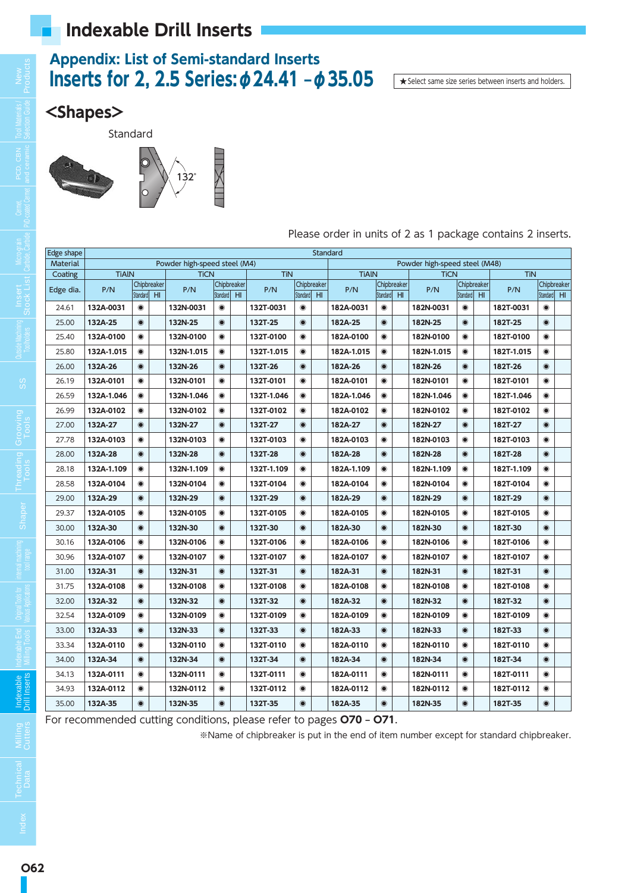# Indexable Drill Inserts

## Appendix: List of Semi-standard Inserts

## Inserts for 2, 2.5 Series: ϕ24.41 – ϕ35.05

★Select same size series between inserts and holders.

### <Shapes>

Standard

132°

Please order in units of 2 as 1 package contains 2 inserts.

| Edge shape | Standard | | | | | | | | | | | | | | | | | |
|---|---|---|---|---|---|---|---|---|---|---|---|---|---|---|---|---|---|---|
| Material | Powder high-speed steel (M4) | | | | | | | | | Powder high-speed steel (M48) | | | | | | | | |
| Coating | TiAlN | | | TiCN | | | TiN | | | TiAlN | | | TiCN | | | TiN | | |
| Edge dia. | P/N | Chipbreaker | | P/N | Chipbreaker | | P/N | Chipbreaker | | P/N | Chipbreaker | | P/N | Chipbreaker | | P/N | Chipbreaker | |
| | | Standard | HI | | Standard | HI | | Standard | HI | | Standard | HI | | Standard | HI | | Standard | HI |
| 24.61 | 132A-0031 | ◉ | | 132N-0031 | ◉ | | 132T-0031 | ◉ | | 182A-0031 | ◉ | | 182N-0031 | ◉ | | 182T-0031 | ◉ | |
| 25.00 | 132A-25 | ◉ | | 132N-25 | ◉ | | 132T-25 | ◉ | | 182A-25 | ◉ | | 182N-25 | ◉ | | 182T-25 | ◉ | |
| 25.40 | 132A-0100 | ◉ | | 132N-0100 | ◉ | | 132T-0100 | ◉ | | 182A-0100 | ◉ | | 182N-0100 | ◉ | | 182T-0100 | ◉ | |
| 25.80 | 132A-1.015 | ◉ | | 132N-1.015 | ◉ | | 132T-1.015 | ◉ | | 182A-1.015 | ◉ | | 182N-1.015 | ◉ | | 182T-1.015 | ◉ | |
| 26.00 | 132A-26 | ◉ | | 132N-26 | ◉ | | 132T-26 | ◉ | | 182A-26 | ◉ | | 182N-26 | ◉ | | 182T-26 | ◉ | |
| 26.19 | 132A-0101 | ◉ | | 132N-0101 | ◉ | | 132T-0101 | ◉ | | 182A-0101 | ◉ | | 182N-0101 | ◉ | | 182T-0101 | ◉ | |
| 26.59 | 132A-1.046 | ◉ | | 132N-1.046 | ◉ | | 132T-1.046 | ◉ | | 182A-1.046 | ◉ | | 182N-1.046 | ◉ | | 182T-1.046 | ◉ | |
| 26.99 | 132A-0102 | ◉ | | 132N-0102 | ◉ | | 132T-0102 | ◉ | | 182A-0102 | ◉ | | 182N-0102 | ◉ | | 182T-0102 | ◉ | |
| 27.00 | 132A-27 | ◉ | | 132N-27 | ◉ | | 132T-27 | ◉ | | 182A-27 | ◉ | | 182N-27 | ◉ | | 182T-27 | ◉ | |
| 27.78 | 132A-0103 | ◉ | | 132N-0103 | ◉ | | 132T-0103 | ◉ | | 182A-0103 | ◉ | | 182N-0103 | ◉ | | 182T-0103 | ◉ | |
| 28.00 | 132A-28 | ◉ | | 132N-28 | ◉ | | 132T-28 | ◉ | | 182A-28 | ◉ | | 182N-28 | ◉ | | 182T-28 | ◉ | |
| 28.18 | 132A-1.109 | ◉ | | 132N-1.109 | ◉ | | 132T-1.109 | ◉ | | 182A-1.109 | ◉ | | 182N-1.109 | ◉ | | 182T-1.109 | ◉ | |
| 28.58 | 132A-0104 | ◉ | | 132N-0104 | ◉ | | 132T-0104 | ◉ | | 182A-0104 | ◉ | | 182N-0104 | ◉ | | 182T-0104 | ◉ | |
| 29.00 | 132A-29 | ◉ | | 132N-29 | ◉ | | 132T-29 | ◉ | | 182A-29 | ◉ | | 182N-29 | ◉ | | 182T-29 | ◉ | |
| 29.37 | 132A-0105 | ◉ | | 132N-0105 | ◉ | | 132T-0105 | ◉ | | 182A-0105 | ◉ | | 182N-0105 | ◉ | | 182T-0105 | ◉ | |
| 30.00 | 132A-30 | ◉ | | 132N-30 | ◉ | | 132T-30 | ◉ | | 182A-30 | ◉ | | 182N-30 | ◉ | | 182T-30 | ◉ | |
| 30.16 | 132A-0106 | ◉ | | 132N-0106 | ◉ | | 132T-0106 | ◉ | | 182A-0106 | ◉ | | 182N-0106 | ◉ | | 182T-0106 | ◉ | |
| 30.96 | 132A-0107 | ◉ | | 132N-0107 | ◉ | | 132T-0107 | ◉ | | 182A-0107 | ◉ | | 182N-0107 | ◉ | | 182T-0107 | ◉ | |
| 31.00 | 132A-31 | ◉ | | 132N-31 | ◉ | | 132T-31 | ◉ | | 182A-31 | ◉ | | 182N-31 | ◉ | | 182T-31 | ◉ | |
| 31.75 | 132A-0108 | ◉ | | 132N-0108 | ◉ | | 132T-0108 | ◉ | | 182A-0108 | ◉ | | 182N-0108 | ◉ | | 182T-0108 | ◉ | |
| 32.00 | 132A-32 | ◉ | | 132N-32 | ◉ | | 132T-32 | ◉ | | 182A-32 | ◉ | | 182N-32 | ◉ | | 182T-32 | ◉ | |
| 32.54 | 132A-0109 | ◉ | | 132N-0109 | ◉ | | 132T-0109 | ◉ | | 182A-0109 | ◉ | | 182N-0109 | ◉ | | 182T-0109 | ◉ | |
| 33.00 | 132A-33 | ◉ | | 132N-33 | ◉ | | 132T-33 | ◉ | | 182A-33 | ◉ | | 182N-33 | ◉ | | 182T-33 | ◉ | |
| 33.34 | 132A-0110 | ◉ | | 132N-0110 | ◉ | | 132T-0110 | ◉ | | 182A-0110 | ◉ | | 182N-0110 | ◉ | | 182T-0110 | ◉ | |
| 34.00 | 132A-34 | ◉ | | 132N-34 | ◉ | | 132T-34 | ◉ | | 182A-34 | ◉ | | 182N-34 | ◉ | | 182T-34 | ◉ | |
| 34.13 | 132A-0111 | ◉ | | 132N-0111 | ◉ | | 132T-0111 | ◉ | | 182A-0111 | ◉ | | 182N-0111 | ◉ | | 182T-0111 | ◉ | |
| 34.93 | 132A-0112 | ◉ | | 132N-0112 | ◉ | | 132T-0112 | ◉ | | 182A-0112 | ◉ | | 182N-0112 | ◉ | | 182T-0112 | ◉ | |
| 35.00 | 132A-35 | ◉ | | 132N-35 | ◉ | | 132T-35 | ◉ | | 182A-35 | ◉ | | 182N-35 | ◉ | | 182T-35 | ◉ | |

For recommended cutting conditions, please refer to pages **O70 – O71**.

※Name of chipbreaker is put in the end of item number except for standard chipbreaker.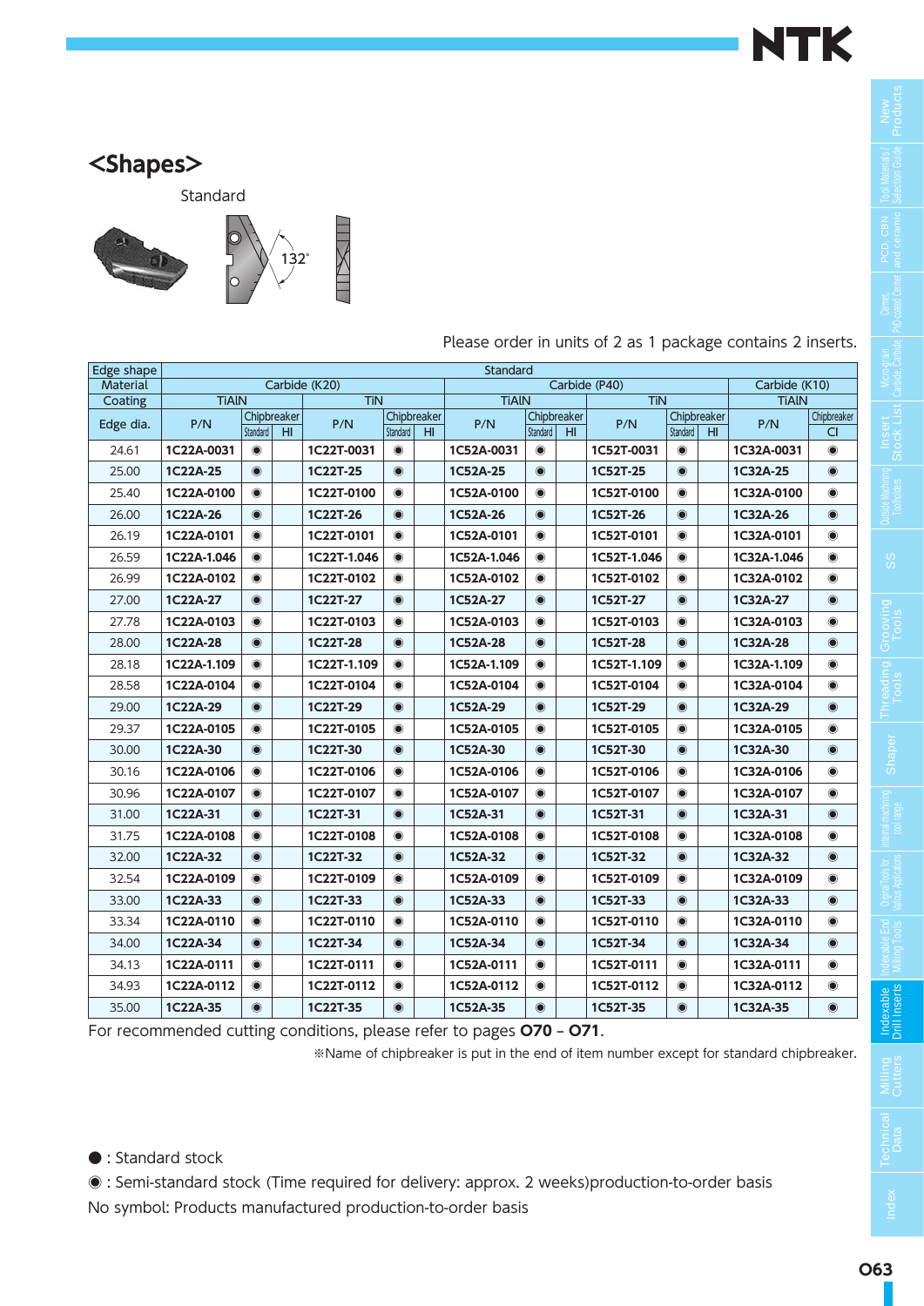## <Shapes>

Standard

132°

Please order in units of 2 as 1 package contains 2 inserts.

| Edge shape | Standard | | | | | | | | | | | | | |
|---|---|---|---|---|---|---|---|---|---|---|---|---|---|---|
| Material | Carbide (K20) | | | | | | Carbide (P40) | | | | | | Carbide (K10) | |
| Coating | TiAlN | | | TiN | | | TiAlN | | | TiN | | | TiAlN | |
| Edge dia. | P/N | Chipbreaker Standard | Chipbreaker HI | P/N | Chipbreaker Standard | Chipbreaker HI | P/N | Chipbreaker Standard | Chipbreaker HI | P/N | Chipbreaker Standard | Chipbreaker HI | P/N | Chipbreaker CI |
| 24.61 | 1C22A-0031 | ◉ | | 1C22T-0031 | ◉ | | 1C52A-0031 | ◉ | | 1C52T-0031 | ◉ | | 1C32A-0031 | ◉ |
| 25.00 | 1C22A-25 | ◉ | | 1C22T-25 | ◉ | | 1C52A-25 | ◉ | | 1C52T-25 | ◉ | | 1C32A-25 | ◉ |
| 25.40 | 1C22A-0100 | ◉ | | 1C22T-0100 | ◉ | | 1C52A-0100 | ◉ | | 1C52T-0100 | ◉ | | 1C32A-0100 | ◉ |
| 26.00 | 1C22A-26 | ◉ | | 1C22T-26 | ◉ | | 1C52A-26 | ◉ | | 1C52T-26 | ◉ | | 1C32A-26 | ◉ |
| 26.19 | 1C22A-0101 | ◉ | | 1C22T-0101 | ◉ | | 1C52A-0101 | ◉ | | 1C52T-0101 | ◉ | | 1C32A-0101 | ◉ |
| 26.59 | 1C22A-1.046 | ◉ | | 1C22T-1.046 | ◉ | | 1C52A-1.046 | ◉ | | 1C52T-1.046 | ◉ | | 1C32A-1.046 | ◉ |
| 26.99 | 1C22A-0102 | ◉ | | 1C22T-0102 | ◉ | | 1C52A-0102 | ◉ | | 1C52T-0102 | ◉ | | 1C32A-0102 | ◉ |
| 27.00 | 1C22A-27 | ◉ | | 1C22T-27 | ◉ | | 1C52A-27 | ◉ | | 1C52T-27 | ◉ | | 1C32A-27 | ◉ |
| 27.78 | 1C22A-0103 | ◉ | | 1C22T-0103 | ◉ | | 1C52A-0103 | ◉ | | 1C52T-0103 | ◉ | | 1C32A-0103 | ◉ |
| 28.00 | 1C22A-28 | ◉ | | 1C22T-28 | ◉ | | 1C52A-28 | ◉ | | 1C52T-28 | ◉ | | 1C32A-28 | ◉ |
| 28.18 | 1C22A-1.109 | ◉ | | 1C22T-1.109 | ◉ | | 1C52A-1.109 | ◉ | | 1C52T-1.109 | ◉ | | 1C32A-1.109 | ◉ |
| 28.58 | 1C22A-0104 | ◉ | | 1C22T-0104 | ◉ | | 1C52A-0104 | ◉ | | 1C52T-0104 | ◉ | | 1C32A-0104 | ◉ |
| 29.00 | 1C22A-29 | ◉ | | 1C22T-29 | ◉ | | 1C52A-29 | ◉ | | 1C52T-29 | ◉ | | 1C32A-29 | ◉ |
| 29.37 | 1C22A-0105 | ◉ | | 1C22T-0105 | ◉ | | 1C52A-0105 | ◉ | | 1C52T-0105 | ◉ | | 1C32A-0105 | ◉ |
| 30.00 | 1C22A-30 | ◉ | | 1C22T-30 | ◉ | | 1C52A-30 | ◉ | | 1C52T-30 | ◉ | | 1C32A-30 | ◉ |
| 30.16 | 1C22A-0106 | ◉ | | 1C22T-0106 | ◉ | | 1C52A-0106 | ◉ | | 1C52T-0106 | ◉ | | 1C32A-0106 | ◉ |
| 30.96 | 1C22A-0107 | ◉ | | 1C22T-0107 | ◉ | | 1C52A-0107 | ◉ | | 1C52T-0107 | ◉ | | 1C32A-0107 | ◉ |
| 31.00 | 1C22A-31 | ◉ | | 1C22T-31 | ◉ | | 1C52A-31 | ◉ | | 1C52T-31 | ◉ | | 1C32A-31 | ◉ |
| 31.75 | 1C22A-0108 | ◉ | | 1C22T-0108 | ◉ | | 1C52A-0108 | ◉ | | 1C52T-0108 | ◉ | | 1C32A-0108 | ◉ |
| 32.00 | 1C22A-32 | ◉ | | 1C22T-32 | ◉ | | 1C52A-32 | ◉ | | 1C52T-32 | ◉ | | 1C32A-32 | ◉ |
| 32.54 | 1C22A-0109 | ◉ | | 1C22T-0109 | ◉ | | 1C52A-0109 | ◉ | | 1C52T-0109 | ◉ | | 1C32A-0109 | ◉ |
| 33.00 | 1C22A-33 | ◉ | | 1C22T-33 | ◉ | | 1C52A-33 | ◉ | | 1C52T-33 | ◉ | | 1C32A-33 | ◉ |
| 33.34 | 1C22A-0110 | ◉ | | 1C22T-0110 | ◉ | | 1C52A-0110 | ◉ | | 1C52T-0110 | ◉ | | 1C32A-0110 | ◉ |
| 34.00 | 1C22A-34 | ◉ | | 1C22T-34 | ◉ | | 1C52A-34 | ◉ | | 1C52T-34 | ◉ | | 1C32A-34 | ◉ |
| 34.13 | 1C22A-0111 | ◉ | | 1C22T-0111 | ◉ | | 1C52A-0111 | ◉ | | 1C52T-0111 | ◉ | | 1C32A-0111 | ◉ |
| 34.93 | 1C22A-0112 | ◉ | | 1C22T-0112 | ◉ | | 1C52A-0112 | ◉ | | 1C52T-0112 | ◉ | | 1C32A-0112 | ◉ |
| 35.00 | 1C22A-35 | ◉ | | 1C22T-35 | ◉ | | 1C52A-35 | ◉ | | 1C52T-35 | ◉ | | 1C32A-35 | ◉ |

For recommended cutting conditions, please refer to pages **O70 – O71**.

※Name of chipbreaker is put in the end of item number except for standard chipbreaker.

● : Standard stock

◉ : Semi-standard stock (Time required for delivery: approx. 2 weeks)production-to-order basis

No symbol: Products manufactured production-to-order basis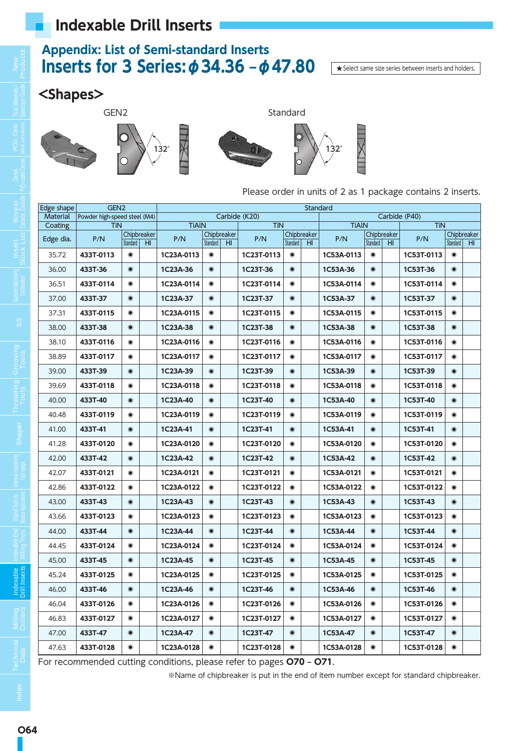# Indexable Drill Inserts

## Appendix: List of Semi-standard Inserts

## Inserts for 3 Series: φ34.36 – φ47.80

★Select same size series between inserts and holders.

### <Shapes>

GEN2 | Standard

132° | 132°

Please order in units of 2 as 1 package contains 2 inserts.

| Edge shape | GEN2 | | | Standard | | | | | | | | | | | |
|---|---|---|---|---|---|---|---|---|---|---|---|---|---|---|---|
| Material | Powder high-speed steel (M4) | | | Carbide (K20) | | | | | | Carbide (P40) | | | | | |
| Coating | TiN | | | TiAlN | | | TiN | | | TiAlN | | | TiN | | |
| Edge dia. | P/N | Chipbreaker Standard | Chipbreaker HI | P/N | Chipbreaker Standard | Chipbreaker HI | P/N | Chipbreaker Standard | Chipbreaker HI | P/N | Chipbreaker Standard | Chipbreaker HI | P/N | Chipbreaker Standard | Chipbreaker HI |
| 35.72 | 433T-0113 | ◉ | | 1C23A-0113 | ◉ | | 1C23T-0113 | ◉ | | 1C53A-0113 | ◉ | | 1C53T-0113 | ◉ | |
| 36.00 | 433T-36 | ◉ | | 1C23A-36 | ◉ | | 1C23T-36 | ◉ | | 1C53A-36 | ◉ | | 1C53T-36 | ◉ | |
| 36.51 | 433T-0114 | ◉ | | 1C23A-0114 | ◉ | | 1C23T-0114 | ◉ | | 1C53A-0114 | ◉ | | 1C53T-0114 | ◉ | |
| 37.00 | 433T-37 | ◉ | | 1C23A-37 | ◉ | | 1C23T-37 | ◉ | | 1C53A-37 | ◉ | | 1C53T-37 | ◉ | |
| 37.31 | 433T-0115 | ◉ | | 1C23A-0115 | ◉ | | 1C23T-0115 | ◉ | | 1C53A-0115 | ◉ | | 1C53T-0115 | ◉ | |
| 38.00 | 433T-38 | ◉ | | 1C23A-38 | ◉ | | 1C23T-38 | ◉ | | 1C53A-38 | ◉ | | 1C53T-38 | ◉ | |
| 38.10 | 433T-0116 | ◉ | | 1C23A-0116 | ◉ | | 1C23T-0116 | ◉ | | 1C53A-0116 | ◉ | | 1C53T-0116 | ◉ | |
| 38.89 | 433T-0117 | ◉ | | 1C23A-0117 | ◉ | | 1C23T-0117 | ◉ | | 1C53A-0117 | ◉ | | 1C53T-0117 | ◉ | |
| 39.00 | 433T-39 | ◉ | | 1C23A-39 | ◉ | | 1C23T-39 | ◉ | | 1C53A-39 | ◉ | | 1C53T-39 | ◉ | |
| 39.69 | 433T-0118 | ◉ | | 1C23A-0118 | ◉ | | 1C23T-0118 | ◉ | | 1C53A-0118 | ◉ | | 1C53T-0118 | ◉ | |
| 40.00 | 433T-40 | ◉ | | 1C23A-40 | ◉ | | 1C23T-40 | ◉ | | 1C53A-40 | ◉ | | 1C53T-40 | ◉ | |
| 40.48 | 433T-0119 | ◉ | | 1C23A-0119 | ◉ | | 1C23T-0119 | ◉ | | 1C53A-0119 | ◉ | | 1C53T-0119 | ◉ | |
| 41.00 | 433T-41 | ◉ | | 1C23A-41 | ◉ | | 1C23T-41 | ◉ | | 1C53A-41 | ◉ | | 1C53T-41 | ◉ | |
| 41.28 | 433T-0120 | ◉ | | 1C23A-0120 | ◉ | | 1C23T-0120 | ◉ | | 1C53A-0120 | ◉ | | 1C53T-0120 | ◉ | |
| 42.00 | 433T-42 | ◉ | | 1C23A-42 | ◉ | | 1C23T-42 | ◉ | | 1C53A-42 | ◉ | | 1C53T-42 | ◉ | |
| 42.07 | 433T-0121 | ◉ | | 1C23A-0121 | ◉ | | 1C23T-0121 | ◉ | | 1C53A-0121 | ◉ | | 1C53T-0121 | ◉ | |
| 42.86 | 433T-0122 | ◉ | | 1C23A-0122 | ◉ | | 1C23T-0122 | ◉ | | 1C53A-0122 | ◉ | | 1C53T-0122 | ◉ | |
| 43.00 | 433T-43 | ◉ | | 1C23A-43 | ◉ | | 1C23T-43 | ◉ | | 1C53A-43 | ◉ | | 1C53T-43 | ◉ | |
| 43.66 | 433T-0123 | ◉ | | 1C23A-0123 | ◉ | | 1C23T-0123 | ◉ | | 1C53A-0123 | ◉ | | 1C53T-0123 | ◉ | |
| 44.00 | 433T-44 | ◉ | | 1C23A-44 | ◉ | | 1C23T-44 | ◉ | | 1C53A-44 | ◉ | | 1C53T-44 | ◉ | |
| 44.45 | 433T-0124 | ◉ | | 1C23A-0124 | ◉ | | 1C23T-0124 | ◉ | | 1C53A-0124 | ◉ | | 1C53T-0124 | ◉ | |
| 45.00 | 433T-45 | ◉ | | 1C23A-45 | ◉ | | 1C23T-45 | ◉ | | 1C53A-45 | ◉ | | 1C53T-45 | ◉ | |
| 45.24 | 433T-0125 | ◉ | | 1C23A-0125 | ◉ | | 1C23T-0125 | ◉ | | 1C53A-0125 | ◉ | | 1C53T-0125 | ◉ | |
| 46.00 | 433T-46 | ◉ | | 1C23A-46 | ◉ | | 1C23T-46 | ◉ | | 1C53A-46 | ◉ | | 1C53T-46 | ◉ | |
| 46.04 | 433T-0126 | ◉ | | 1C23A-0126 | ◉ | | 1C23T-0126 | ◉ | | 1C53A-0126 | ◉ | | 1C53T-0126 | ◉ | |
| 46.83 | 433T-0127 | ◉ | | 1C23A-0127 | ◉ | | 1C23T-0127 | ◉ | | 1C53A-0127 | ◉ | | 1C53T-0127 | ◉ | |
| 47.00 | 433T-47 | ◉ | | 1C23A-47 | ◉ | | 1C23T-47 | ◉ | | 1C53A-47 | ◉ | | 1C53T-47 | ◉ | |
| 47.63 | 433T-0128 | ◉ | | 1C23A-0128 | ◉ | | 1C23T-0128 | ◉ | | 1C53A-0128 | ◉ | | 1C53T-0128 | ◉ | |

For recommended cutting conditions, please refer to pages **O70** – **O71**.

※Name of chipbreaker is put in the end of item number except for standard chipbreaker.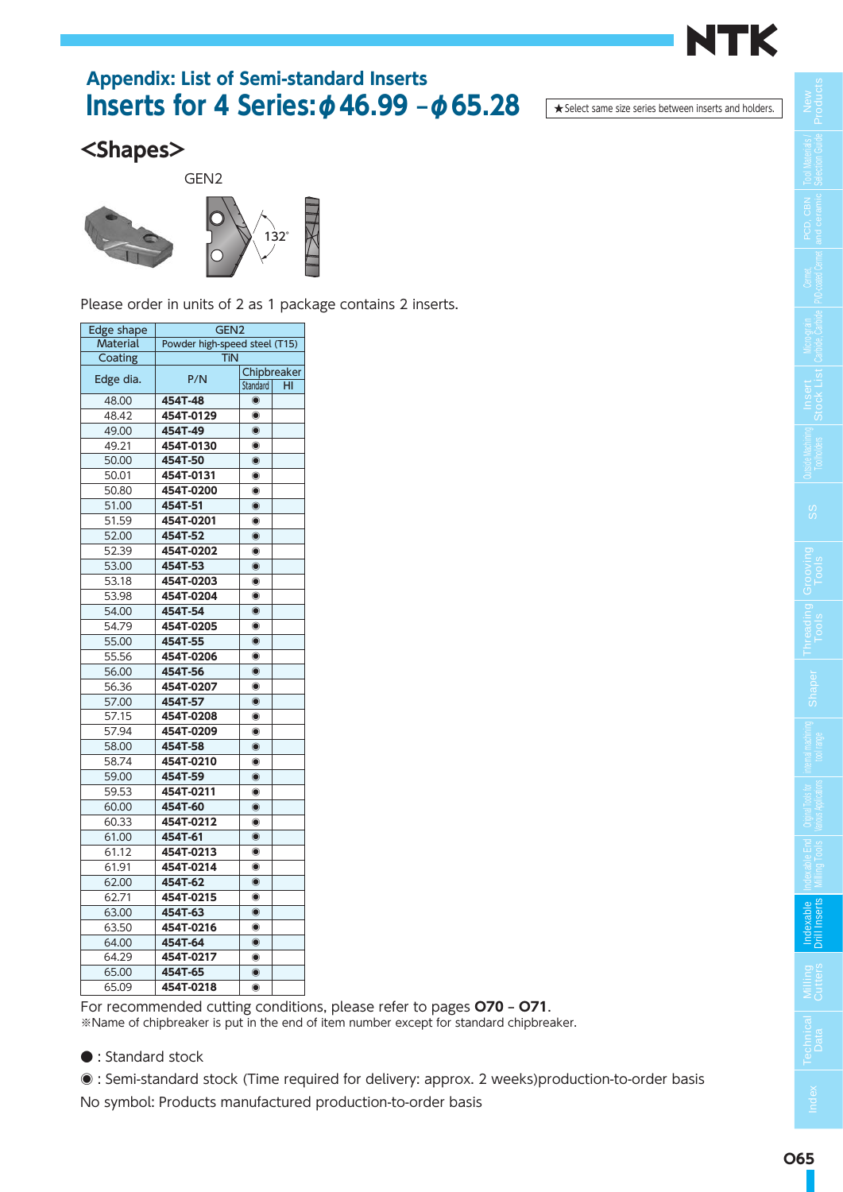## Appendix: List of Semi-standard Inserts

# Inserts for 4 Series: φ46.99 – φ65.28

★Select same size series between inserts and holders.

## <Shapes>

GEN2

132°

Please order in units of 2 as 1 package contains 2 inserts.

| Edge shape | GEN2 | | |
|---|---|---|---|
| Material | Powder high-speed steel (T15) | | |
| Coating | TiN | | |
| Edge dia. | P/N | Chipbreaker | |
| | | Standard | HI |
| 48.00 | **454T-48** | ◉ | |
| 48.42 | **454T-0129** | ◉ | |
| 49.00 | **454T-49** | ◉ | |
| 49.21 | **454T-0130** | ◉ | |
| 50.00 | **454T-50** | ◉ | |
| 50.01 | **454T-0131** | ◉ | |
| 50.80 | **454T-0200** | ◉ | |
| 51.00 | **454T-51** | ◉ | |
| 51.59 | **454T-0201** | ◉ | |
| 52.00 | **454T-52** | ◉ | |
| 52.39 | **454T-0202** | ◉ | |
| 53.00 | **454T-53** | ◉ | |
| 53.18 | **454T-0203** | ◉ | |
| 53.98 | **454T-0204** | ◉ | |
| 54.00 | **454T-54** | ◉ | |
| 54.79 | **454T-0205** | ◉ | |
| 55.00 | **454T-55** | ◉ | |
| 55.56 | **454T-0206** | ◉ | |
| 56.00 | **454T-56** | ◉ | |
| 56.36 | **454T-0207** | ◉ | |
| 57.00 | **454T-57** | ◉ | |
| 57.15 | **454T-0208** | ◉ | |
| 57.94 | **454T-0209** | ◉ | |
| 58.00 | **454T-58** | ◉ | |
| 58.74 | **454T-0210** | ◉ | |
| 59.00 | **454T-59** | ◉ | |
| 59.53 | **454T-0211** | ◉ | |
| 60.00 | **454T-60** | ◉ | |
| 60.33 | **454T-0212** | ◉ | |
| 61.00 | **454T-61** | ◉ | |
| 61.12 | **454T-0213** | ◉ | |
| 61.91 | **454T-0214** | ◉ | |
| 62.00 | **454T-62** | ◉ | |
| 62.71 | **454T-0215** | ◉ | |
| 63.00 | **454T-63** | ◉ | |
| 63.50 | **454T-0216** | ◉ | |
| 64.00 | **454T-64** | ◉ | |
| 64.29 | **454T-0217** | ◉ | |
| 65.00 | **454T-65** | ◉ | |
| 65.09 | **454T-0218** | ◉ | |

For recommended cutting conditions, please refer to pages **O70** – **O71**.
※Name of chipbreaker is put in the end of item number except for standard chipbreaker.

● : Standard stock

◉ : Semi-standard stock (Time required for delivery: approx. 2 weeks)production-to-order basis

No symbol: Products manufactured production-to-order basis